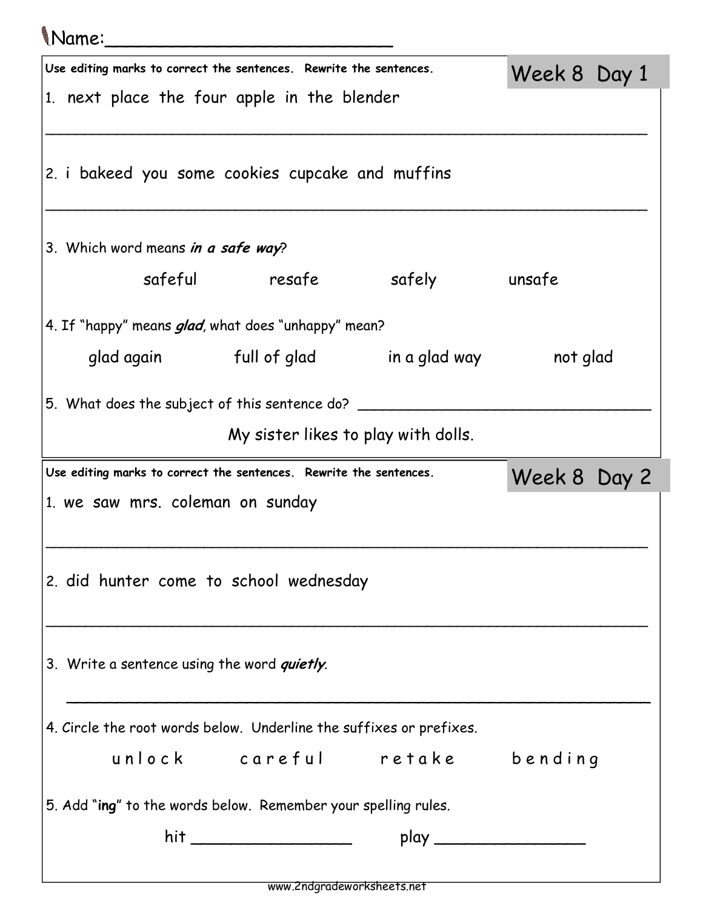Name:_________________________

## Week 8 Day 1

Use editing marks to correct the sentences. Rewrite the sentences.

1. next place the four apple in the blender

______________________________________________________________

2. i bakeed you some cookies cupcake and muffins

______________________________________________________________

3. Which word means ***in a safe way***?

safeful  resafe  safely  unsafe

4. If "happy" means ***glad***, what does "unhappy" mean?

glad again  full of glad  in a glad way  not glad

5. What does the subject of this sentence do? ______________________________

My sister likes to play with dolls.

## Week 8 Day 2

Use editing marks to correct the sentences. Rewrite the sentences.

1. we saw mrs. coleman on sunday

______________________________________________________________

2. did hunter come to school wednesday

______________________________________________________________

3. Write a sentence using the word ***quietly***.

______________________________________________________________

4. Circle the root words below. Underline the suffixes or prefixes.

u n l o c k  c a r e f u l  r e t a k e  b e n d i n g

5. Add "**ing**" to the words below. Remember your spelling rules.

hit _______________  play _______________

www.2ndgradeworksheets.net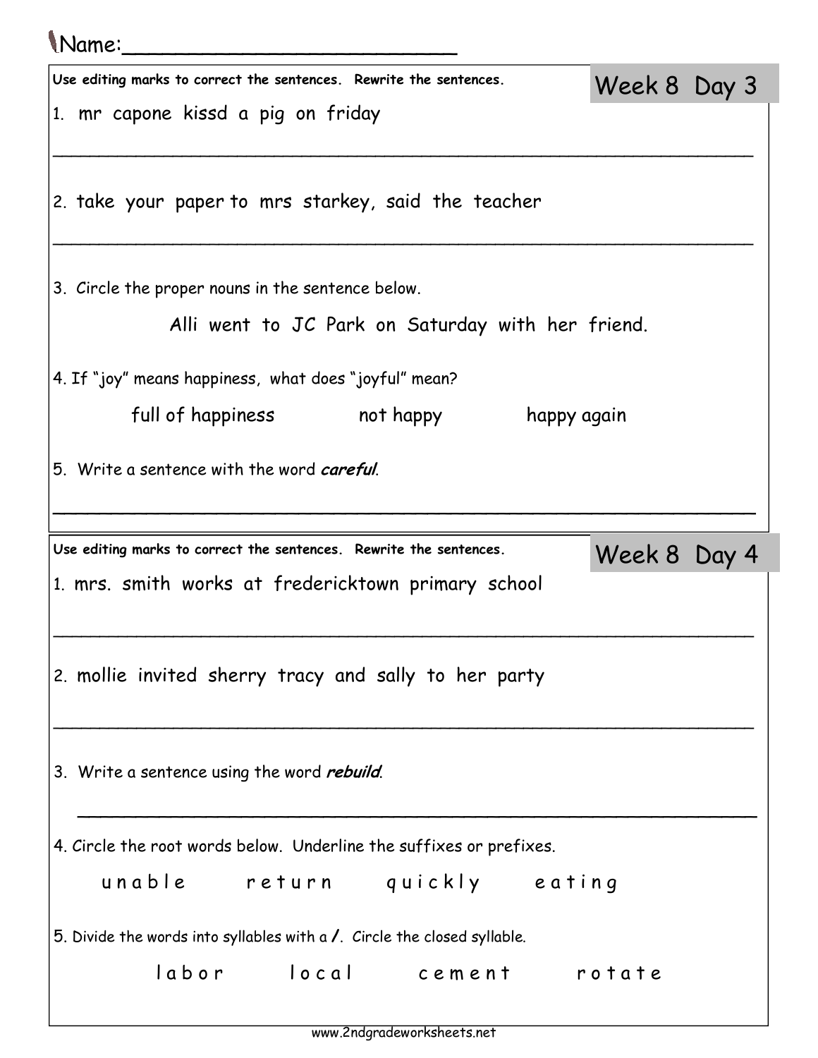Name:________________________

## Week 8 Day 3

Use editing marks to correct the sentences. Rewrite the sentences.

1. mr capone kissd a pig on friday

_______________________________________________________________

2. take your paper to mrs starkey, said the teacher

_______________________________________________________________

3. Circle the proper nouns in the sentence below.

   Alli went to JC Park on Saturday with her friend.

4. If "joy" means happiness, what does "joyful" mean?

   full of happiness    not happy    happy again

5. Write a sentence with the word ***careful***.

_______________________________________________________________

## Week 8 Day 4

Use editing marks to correct the sentences. Rewrite the sentences.

1. mrs. smith works at fredericktown primary school

_______________________________________________________________

2. mollie invited sherry tracy and sally to her party

_______________________________________________________________

3. Write a sentence using the word ***rebuild***.

_______________________________________________________________

4. Circle the root words below. Underline the suffixes or prefixes.

   u n a b l e    r e t u r n    q u i c k l y    e a t i n g

5. Divide the words into syllables with a **/**. Circle the closed syllable.

   l a b o r    l o c a l    c e m e n t    r o t a t e

www.2ndgradeworksheets.net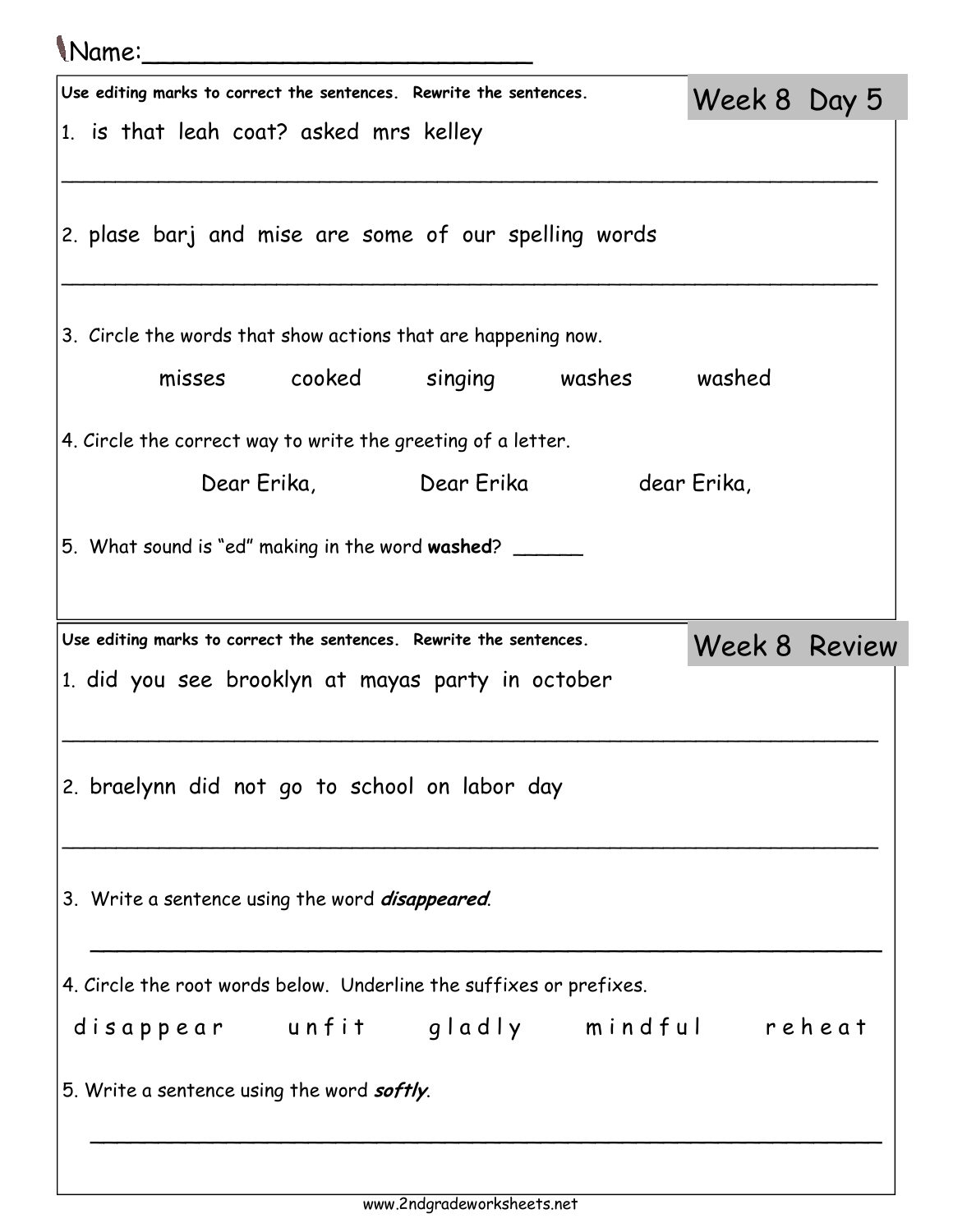Name:_______________________

## Week 8 Day 5

Use editing marks to correct the sentences. Rewrite the sentences.

1. is that leah coat? asked mrs kelley

_______________________________________________

2. plase barj and mise are some of our spelling words

_______________________________________________

3. Circle the words that show actions that are happening now.

misses cooked singing washes washed

4. Circle the correct way to write the greeting of a letter.

Dear Erika, Dear Erika dear Erika,

5. What sound is "ed" making in the word **washed**? ______

## Week 8 Review

Use editing marks to correct the sentences. Rewrite the sentences.

1. did you see brooklyn at mayas party in october

_______________________________________________

2. braelynn did not go to school on labor day

_______________________________________________

3. Write a sentence using the word ***disappeared***.

_______________________________________________

4. Circle the root words below. Underline the suffixes or prefixes.

d i s a p p e a r u n f i t g l a d l y m i n d f u l r e h e a t

5. Write a sentence using the word ***softly***.

_______________________________________________

www.2ndgradeworksheets.net